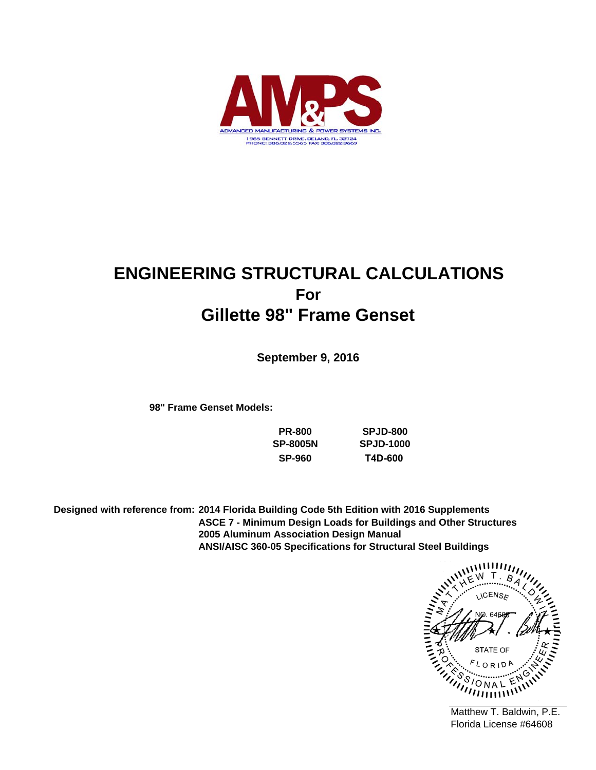AM&PS

ADVANCED MANUFACTURING & POWER SYSTEMS INC.

1965 BENNETT DRIVE, DELAND, FL 32724
PHONE: 386.822.5565 FAX: 386.822.9669

# ENGINEERING STRUCTURAL CALCULATIONS
## For
# Gillette 98" Frame Genset

**September 9, 2016**

**98" Frame Genset Models:**

| | |
|---|---|
| **PR-800** | **SPJD-800** |
| **SP-8005N** | **SPJD-1000** |
| **SP-960** | **T4D-600** |

**Designed with reference from:** **2014 Florida Building Code 5th Edition with 2016 Supplements**
**ASCE 7 - Minimum Design Loads for Buildings and Other Structures**
**2005 Aluminum Association Design Manual**
**ANSI/AISC 360-05 Specifications for Structural Steel Buildings**

MATTHEW T. BALDWIN
LICENSE
NO. 64608
STATE OF
FLORIDA
PROFESSIONAL ENGINEER

Matthew T. Baldwin, P.E.
Florida License #64608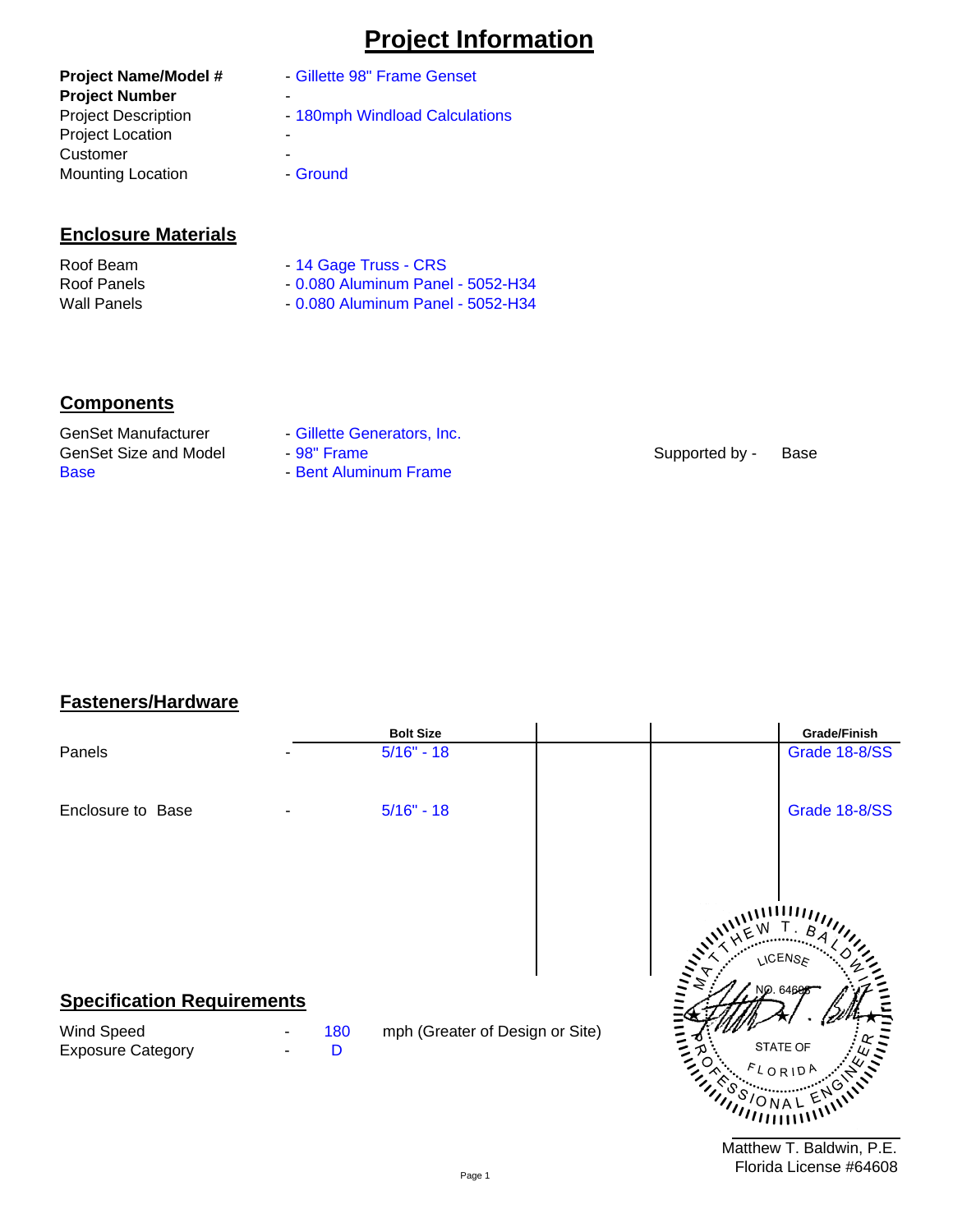# Project Information

| | |
|---|---|
| **Project Name/Model #** | - Gillette 98" Frame Genset |
| **Project Number** | - |
| Project Description | - 180mph Windload Calculations |
| Project Location | - |
| Customer | - |
| Mounting Location | - Ground |

## Enclosure Materials

| | |
|---|---|
| Roof Beam | - 14 Gage Truss - CRS |
| Roof Panels | - 0.080 Aluminum Panel - 5052-H34 |
| Wall Panels | - 0.080 Aluminum Panel - 5052-H34 |

## Components

| | | | |
|---|---|---|---|
| GenSet Manufacturer | - Gillette Generators, Inc. | | |
| GenSet Size and Model | - 98" Frame | Supported by - | Base |
| Base | - Bent Aluminum Frame | | |

## Fasteners/Hardware

| | | Bolt Size | | | Grade/Finish |
|---|---|---|---|---|---|
| Panels | - | 5/16" - 18 | | | Grade 18-8/SS |
| Enclosure to Base | - | 5/16" - 18 | | | Grade 18-8/SS |

## Specification Requirements

| | | | |
|---|---|---|---|
| Wind Speed | - | 180 | mph (Greater of Design or Site) |
| Exposure Category | - | D | |

MATTHEW T. BALDWIN
LICENSE
NO. 64608
STATE OF
FLORIDA
PROFESSIONAL ENGINEER

Matthew T. Baldwin, P.E.
Florida License #64608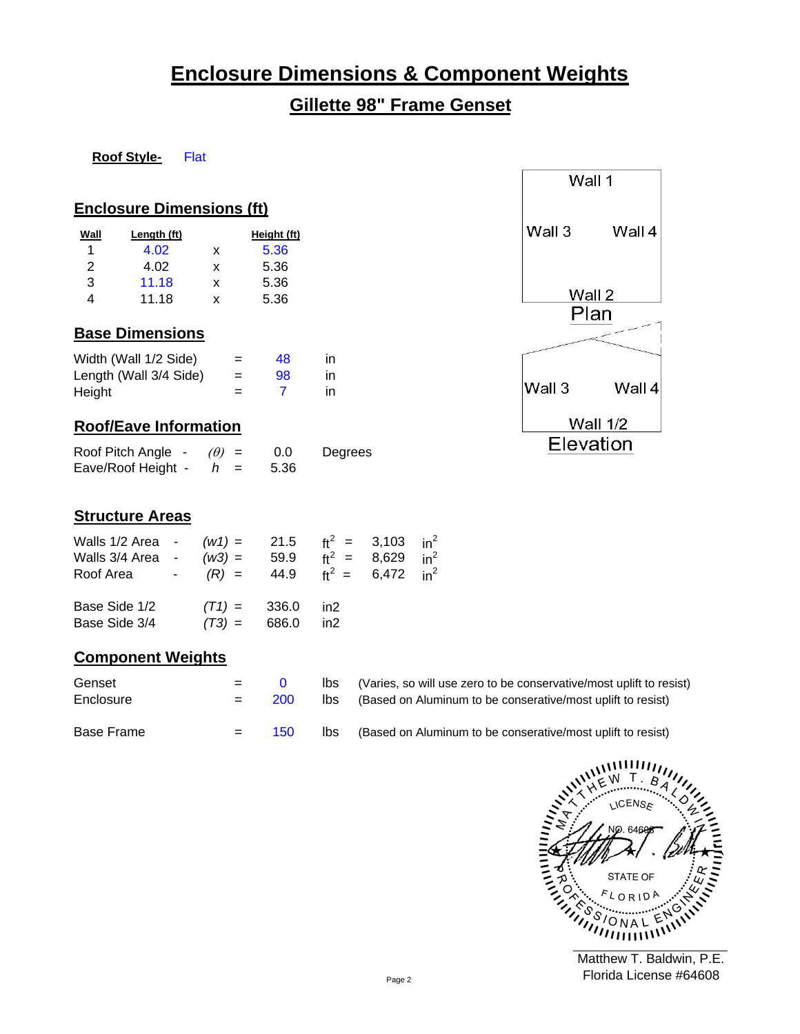# Enclosure Dimensions & Component Weights

## Gillette 98" Frame Genset

**Roof Style-** Flat

### Enclosure Dimensions (ft)

| Wall | Length (ft) | | Height (ft) |
|---|---|---|---|
| 1 | 4.02 | x | 5.36 |
| 2 | 4.02 | x | 5.36 |
| 3 | 11.18 | x | 5.36 |
| 4 | 11.18 | x | 5.36 |

Wall 1
Wall 3 Wall 4
Wall 2
Plan

Wall 3 Wall 4
Wall 1/2
Elevation

### Base Dimensions

| | | | |
|---|---|---|---|
| Width (Wall 1/2 Side) | = | 48 | in |
| Length (Wall 3/4 Side) | = | 98 | in |
| Height | = | 7 | in |

### Roof/Eave Information

| | | | | |
|---|---|---|---|---|
| Roof Pitch Angle - | $(\theta)$ | = | 0.0 | Degrees |
| Eave/Roof Height - | $h$ | = | 5.36 | |

### Structure Areas

| | | | | | | |
|---|---|---|---|---|---|---|
| Walls 1/2 Area - | $(w1)$ = | 21.5 | $ft^2$ | = | 3,103 | $in^2$ |
| Walls 3/4 Area - | $(w3)$ = | 59.9 | $ft^2$ | = | 8,629 | $in^2$ |
| Roof Area - | $(R)$ = | 44.9 | $ft^2$ | = | 6,472 | $in^2$ |

| | | | |
|---|---|---|---|
| Base Side 1/2 | $(T1)$ = | 336.0 | in2 |
| Base Side 3/4 | $(T3)$ = | 686.0 | in2 |

### Component Weights

| | | | | |
|---|---|---|---|---|
| Genset | = | 0 | lbs | (Varies, so will use zero to be conservative/most uplift to resist) |
| Enclosure | = | 200 | lbs | (Based on Aluminum to be conservative/most uplift to resist) |
| Base Frame | = | 150 | lbs | (Based on Aluminum to be conservative/most uplift to resist) |

MATTHEW T. BALDWIN LICENSE NO. 64608 STATE OF FLORIDA PROFESSIONAL ENGINEER

Matthew T. Baldwin, P.E.
Florida License #64608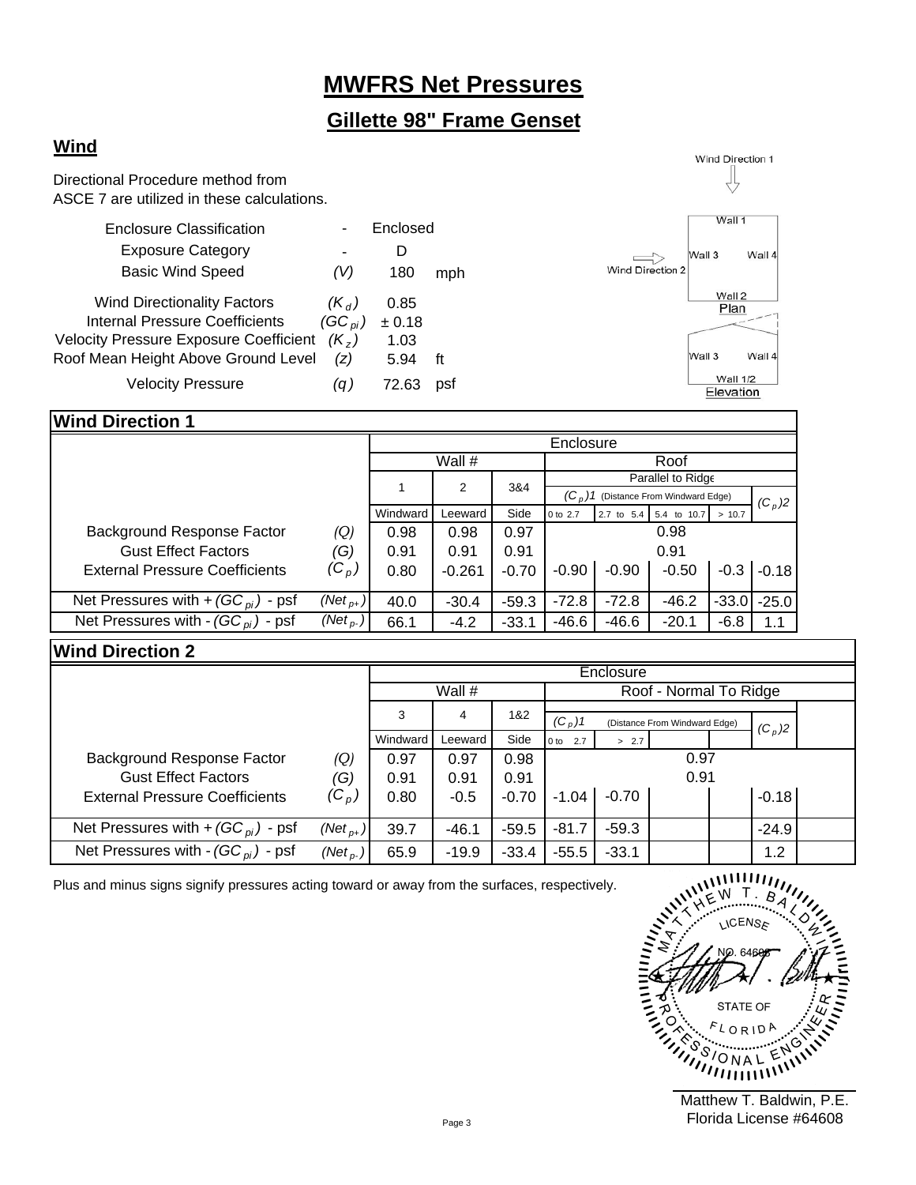# MWFRS Net Pressures

## Gillette 98" Frame Genset

### Wind

Directional Procedure method from ASCE 7 are utilized in these calculations.

| | | | |
|---|---|---|---|
| Enclosure Classification | - | Enclosed | |
| Exposure Category | - | D | |
| Basic Wind Speed | $(V)$ | 180 | mph |
| Wind Directionality Factors | $(K_d)$ | 0.85 | |
| Internal Pressure Coefficients | $(GC_{pi})$ | ± 0.18 | |
| Velocity Pressure Exposure Coefficient | $(K_z)$ | 1.03 | |
| Roof Mean Height Above Ground Level | $(z)$ | 5.94 | ft |
| Velocity Pressure | $(q)$ | 72.63 | psf |

Wind Direction 1

Wall 1

Wall 3 Wall 4

Wind Direction 2

Wall 2

Plan

Wall 3 Wall 4

Wall 1/2

Elevation

**Wind Direction 1**

| | | Enclosure | | | | | | | |
|---|---|---|---|---|---|---|---|---|---|
| | | Wall # | | | Roof | | | | |
| | | | | | Parallel to Ridge | | | | |
| | | 1 | 2 | 3&4 | $(C_p)1$ (Distance From Windward Edge) | | | | $(C_p)2$ |
| | | Windward | Leeward | Side | 0 to 2.7 | 2.7 to 5.4 | 5.4 to 10.7 | > 10.7 | |
| Background Response Factor | $(Q)$ | 0.98 | 0.98 | 0.97 | 0.98 | | | | |
| Gust Effect Factors | $(G)$ | 0.91 | 0.91 | 0.91 | 0.91 | | | | |
| External Pressure Coefficients | $(C_p)$ | 0.80 | -0.261 | -0.70 | -0.90 | -0.90 | -0.50 | -0.3 | -0.18 |
| Net Pressures with + $(GC_{pi})$ - psf | $(Net_{p+})$ | 40.0 | -30.4 | -59.3 | -72.8 | -72.8 | -46.2 | -33.0 | -25.0 |
| Net Pressures with - $(GC_{pi})$ - psf | $(Net_{p-})$ | 66.1 | -4.2 | -33.1 | -46.6 | -46.6 | -20.1 | -6.8 | 1.1 |

**Wind Direction 2**

| | | Enclosure | | | | | | | |
|---|---|---|---|---|---|---|---|---|---|
| | | Wall # | | | Roof - Normal To Ridge | | | | |
| | | 3 | 4 | 1&2 | $(C_p)1$ (Distance From Windward Edge) | | | | $(C_p)2$ |
| | | Windward | Leeward | Side | 0 to 2.7 | > 2.7 | | | |
| Background Response Factor | $(Q)$ | 0.97 | 0.97 | 0.98 | 0.97 | | | | |
| Gust Effect Factors | $(G)$ | 0.91 | 0.91 | 0.91 | 0.91 | | | | |
| External Pressure Coefficients | $(C_p)$ | 0.80 | -0.5 | -0.70 | -1.04 | -0.70 | | | -0.18 |
| Net Pressures with + $(GC_{pi})$ - psf | $(Net_{p+})$ | 39.7 | -46.1 | -59.5 | -81.7 | -59.3 | | | -24.9 |
| Net Pressures with - $(GC_{pi})$ - psf | $(Net_{p-})$ | 65.9 | -19.9 | -33.4 | -55.5 | -33.1 | | | 1.2 |

Plus and minus signs signify pressures acting toward or away from the surfaces, respectively.

MATTHEW T. BALDWIN
LICENSE
NO. 64608
STATE OF
FLORIDA
PROFESSIONAL ENGINEER

Matthew T. Baldwin, P.E.
Florida License #64608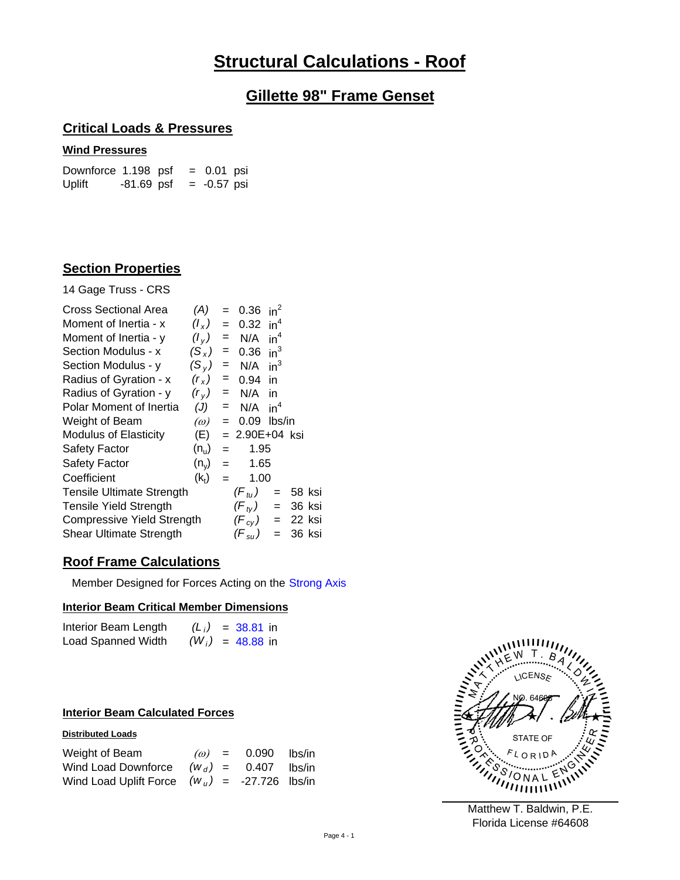# Structural Calculations - Roof

## Gillette 98" Frame Genset

### Critical Loads & Pressures

**Wind Pressures**

| | | | | | |
|---|---|---|---|---|---|
| Downforce | 1.198 | psf | = | 0.01 | psi |
| Uplift | -81.69 | psf | = | -0.57 | psi |

### Section Properties

14 Gage Truss - CRS

| | | | | |
|---|---|---|---|---|
| Cross Sectional Area | $(A)$ | = | 0.36 | $in^2$ |
| Moment of Inertia - x | $(I_x)$ | = | 0.32 | $in^4$ |
| Moment of Inertia - y | $(I_y)$ | = | N/A | $in^4$ |
| Section Modulus - x | $(S_x)$ | = | 0.36 | $in^3$ |
| Section Modulus - y | $(S_y)$ | = | N/A | $in^3$ |
| Radius of Gyration - x | $(r_x)$ | = | 0.94 | in |
| Radius of Gyration - y | $(r_y)$ | = | N/A | in |
| Polar Moment of Inertia | $(J)$ | = | N/A | $in^4$ |
| Weight of Beam | $(\omega)$ | = | 0.09 | lbs/in |
| Modulus of Elasticity | (E) | = | 2.90E+04 | ksi |
| Safety Factor | $(n_u)$ | = | 1.95 | |
| Safety Factor | $(n_y)$ | = | 1.65 | |
| Coefficient | $(k_t)$ | = | 1.00 | |
| Tensile Ultimate Strength | $(F_{tu})$ | = | 58 | ksi |
| Tensile Yield Strength | $(F_{ty})$ | = | 36 | ksi |
| Compressive Yield Strength | $(F_{cy})$ | = | 22 | ksi |
| Shear Ultimate Strength | $(F_{su})$ | = | 36 | ksi |

### Roof Frame Calculations

Member Designed for Forces Acting on the Strong Axis

**Interior Beam Critical Member Dimensions**

| | | | | |
|---|---|---|---|---|
| Interior Beam Length | $(L_i)$ | = | 38.81 | in |
| Load Spanned Width | $(W_i)$ | = | 48.88 | in |

**Interior Beam Calculated Forces**

**Distributed Loads**

| | | | | |
|---|---|---|---|---|
| Weight of Beam | $(\omega)$ | = | 0.090 | lbs/in |
| Wind Load Downforce | $(w_d)$ | = | 0.407 | lbs/in |
| Wind Load Uplift Force | $(w_u)$ | = | -27.726 | lbs/in |

Matthew T. Baldwin, P.E.
Florida License #64608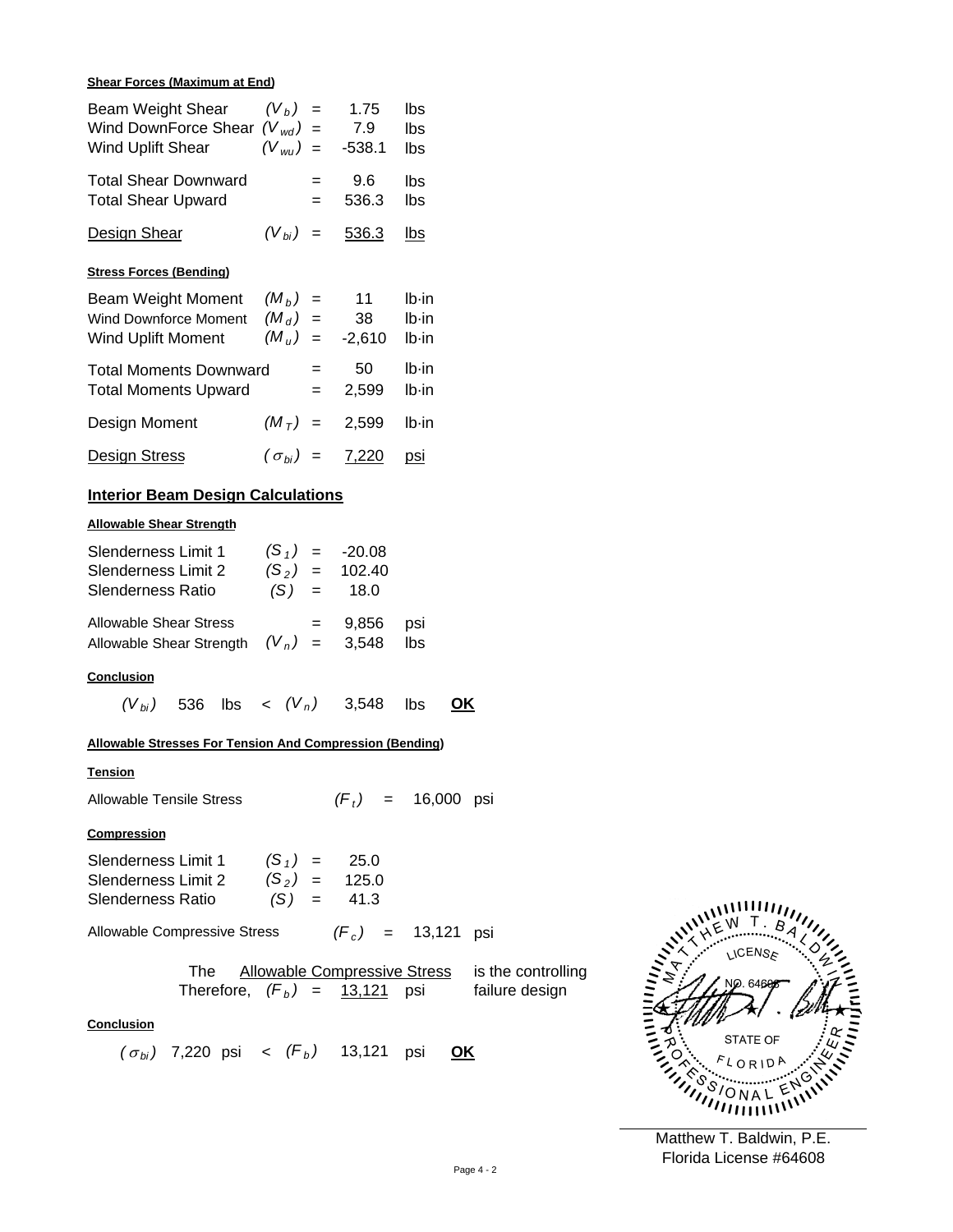**Shear Forces (Maximum at End)**

| | | | | |
|---|---|---|---|---|
| Beam Weight Shear | $(V_b)$ | = | 1.75 | lbs |
| Wind DownForce Shear | $(V_{wd})$ | = | 7.9 | lbs |
| Wind Uplift Shear | $(V_{wu})$ | = | -538.1 | lbs |
| Total Shear Downward | | = | 9.6 | lbs |
| Total Shear Upward | | = | 536.3 | lbs |
| <u>Design Shear</u> | $(V_{bi})$ | = | <u>536.3</u> | <u>lbs</u> |

**Stress Forces (Bending)**

| | | | | |
|---|---|---|---|---|
| Beam Weight Moment | $(M_b)$ | = | 11 | lb·in |
| Wind Downforce Moment | $(M_d)$ | = | 38 | lb·in |
| Wind Uplift Moment | $(M_u)$ | = | -2,610 | lb·in |
| Total Moments Downward | | = | 50 | lb·in |
| Total Moments Upward | | = | 2,599 | lb·in |
| Design Moment | $(M_T)$ | = | 2,599 | lb·in |
| <u>Design Stress</u> | $(\sigma_{bi})$ | = | <u>7,220</u> | <u>psi</u> |

## Interior Beam Design Calculations

**Allowable Shear Strength**

| | | | | |
|---|---|---|---|---|
| Slenderness Limit 1 | $(S_1)$ | = | -20.08 | |
| Slenderness Limit 2 | $(S_2)$ | = | 102.40 | |
| Slenderness Ratio | $(S)$ | = | 18.0 | |
| Allowable Shear Stress | | = | 9,856 | psi |
| Allowable Shear Strength | $(V_n)$ | = | 3,548 | lbs |

**Conclusion**

$(V_{bi})$ 536 lbs < $(V_n)$ 3,548 lbs **OK**

**Allowable Stresses For Tension And Compression (Bending)**

**Tension**

Allowable Tensile Stress $(F_t)$ = 16,000 psi

**Compression**

| | | | |
|---|---|---|---|
| Slenderness Limit 1 | $(S_1)$ | = | 25.0 |
| Slenderness Limit 2 | $(S_2)$ | = | 125.0 |
| Slenderness Ratio | $(S)$ | = | 41.3 |

Allowable Compressive Stress $(F_c)$ = 13,121 psi

The <u>Allowable Compressive Stress</u> is the controlling failure design
Therefore, $(F_b)$ = <u>13,121</u> psi

**Conclusion**

$(\sigma_{bi})$ 7,220 psi < $(F_b)$ 13,121 psi **OK**

MATTHEW T. BALDWIN LICENSE NO. 64608 STATE OF FLORIDA PROFESSIONAL ENGINEER

Matthew T. Baldwin, P.E.
Florida License #64608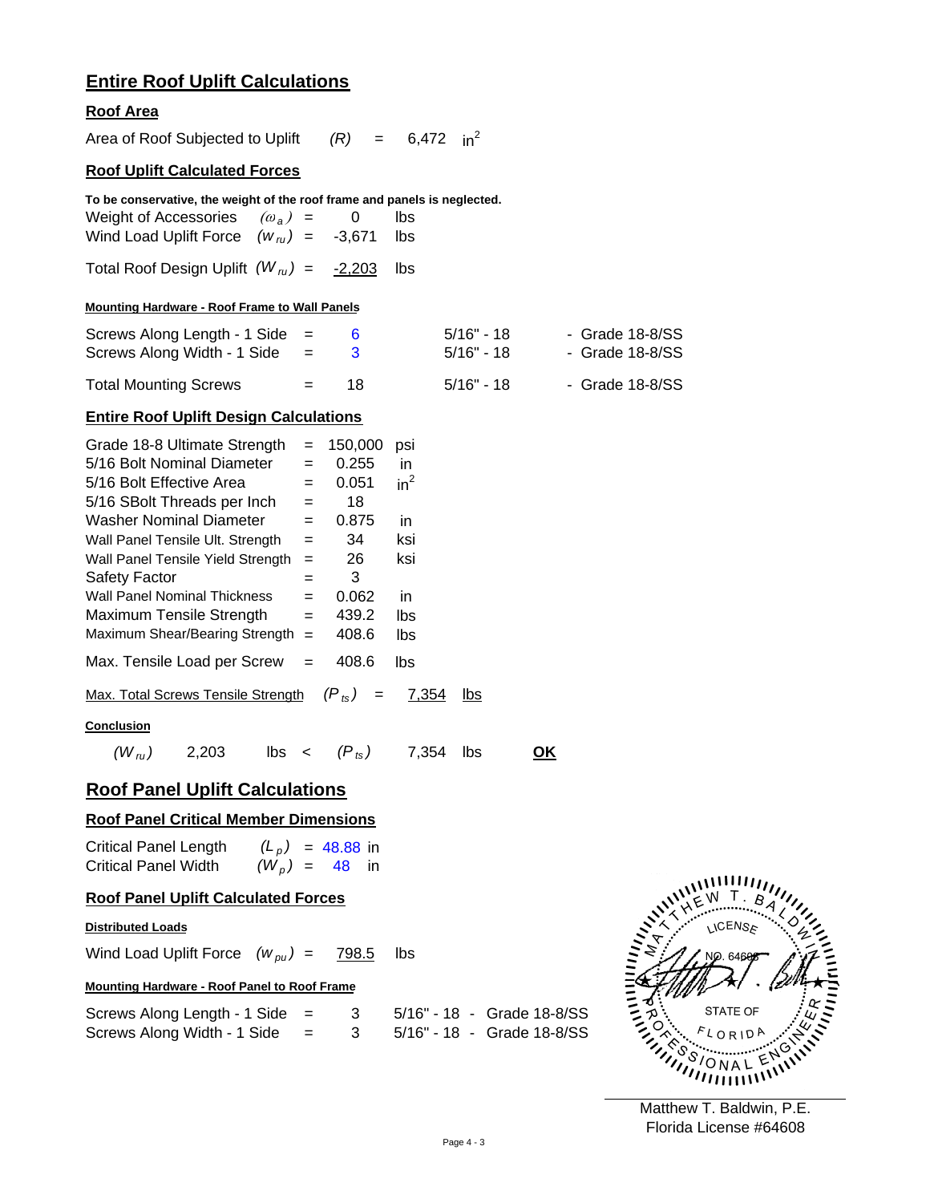# Entire Roof Uplift Calculations

### Roof Area

Area of Roof Subjected to Uplift $(R)$ = 6,472 $in^2$

### Roof Uplift Calculated Forces

**To be conservative, the weight of the roof frame and panels is neglected.**

Weight of Accessories $(\omega_a)$ = 0 lbs
Wind Load Uplift Force $(w_{ru})$ = -3,671 lbs

Total Roof Design Uplift $(W_{ru})$ = -2,203 lbs

#### Mounting Hardware - Roof Frame to Wall Panels

| | | | | |
|---|---|---|---|---|
| Screws Along Length - 1 Side | = | 6 | 5/16" - 18 | - Grade 18-8/SS |
| Screws Along Width - 1 Side | = | 3 | 5/16" - 18 | - Grade 18-8/SS |
| Total Mounting Screws | = | 18 | 5/16" - 18 | - Grade 18-8/SS |

### Entire Roof Uplift Design Calculations

| | | | |
|---|---|---|---|
| Grade 18-8 Ultimate Strength | = | 150,000 | psi |
| 5/16 Bolt Nominal Diameter | = | 0.255 | in |
| 5/16 Bolt Effective Area | = | 0.051 | $in^2$ |
| 5/16 SBolt Threads per Inch | = | 18 | |
| Washer Nominal Diameter | = | 0.875 | in |
| Wall Panel Tensile Ult. Strength | = | 34 | ksi |
| Wall Panel Tensile Yield Strength | = | 26 | ksi |
| Safety Factor | = | 3 | |
| Wall Panel Nominal Thickness | = | 0.062 | in |
| Maximum Tensile Strength | = | 439.2 | lbs |
| Maximum Shear/Bearing Strength | = | 408.6 | lbs |
| Max. Tensile Load per Screw | = | 408.6 | lbs |

Max. Total Screws Tensile Strength $(P_{ts})$ = 7,354 lbs

#### Conclusion

$(W_{ru})$ 2,203 lbs < $(P_{ts})$ 7,354 lbs **OK**

# Roof Panel Uplift Calculations

### Roof Panel Critical Member Dimensions

Critical Panel Length $(L_p)$ = 48.88 in
Critical Panel Width $(W_p)$ = 48 in

### Roof Panel Uplift Calculated Forces

#### Distributed Loads

Wind Load Uplift Force $(w_{pu})$ = 798.5 lbs

#### Mounting Hardware - Roof Panel to Roof Frame

| | | | |
|---|---|---|---|
| Screws Along Length - 1 Side | = | 3 | 5/16" - 18 - Grade 18-8/SS |
| Screws Along Width - 1 Side | = | 3 | 5/16" - 18 - Grade 18-8/SS |

MATTHEW T. BALDWIN LICENSE NO. 64608 STATE OF FLORIDA PROFESSIONAL ENGINEER

Matthew T. Baldwin, P.E.
Florida License #64608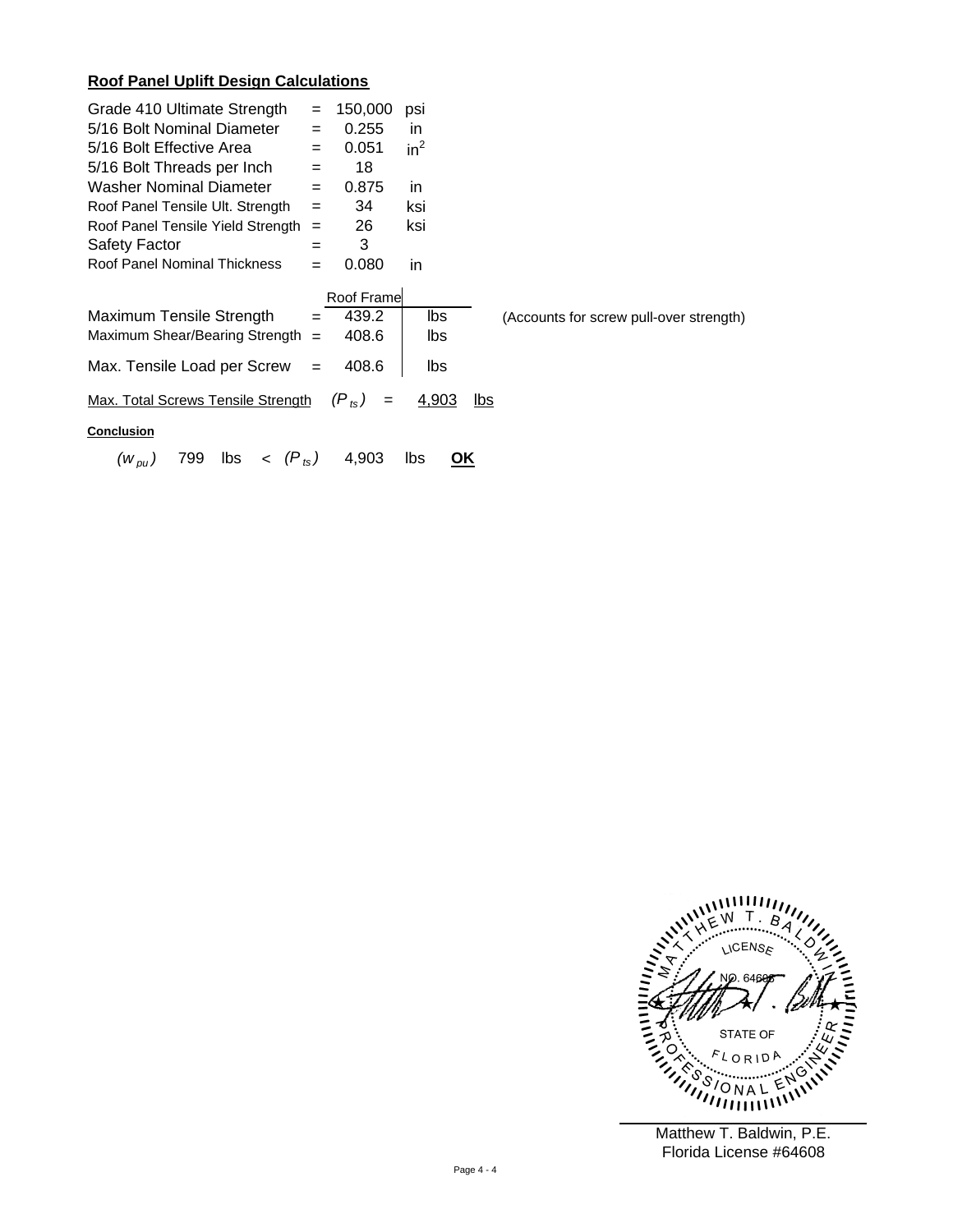## Roof Panel Uplift Design Calculations

| | | | |
|---|---|---|---|
| Grade 410 Ultimate Strength | = | 150,000 | psi |
| 5/16 Bolt Nominal Diameter | = | 0.255 | in |
| 5/16 Bolt Effective Area | = | 0.051 | $in^2$ |
| 5/16 Bolt Threads per Inch | = | 18 | |
| Washer Nominal Diameter | = | 0.875 | in |
| Roof Panel Tensile Ult. Strength | = | 34 | ksi |
| Roof Panel Tensile Yield Strength | = | 26 | ksi |
| Safety Factor | = | 3 | |
| Roof Panel Nominal Thickness | = | 0.080 | in |

| | | Roof Frame | | |
|---|---|---|---|---|
| Maximum Tensile Strength | = | 439.2 | lbs | (Accounts for screw pull-over strength) |
| Maximum Shear/Bearing Strength | = | 408.6 | lbs | |
| Max. Tensile Load per Screw | = | 408.6 | lbs | |

Max. Total Screws Tensile Strength $(P_{ts})$ = 4,903 lbs

**Conclusion**

$(w_{pu})$ 799 lbs < $(P_{ts})$ 4,903 lbs **OK**

Matthew T. Baldwin, P.E.
Florida License #64608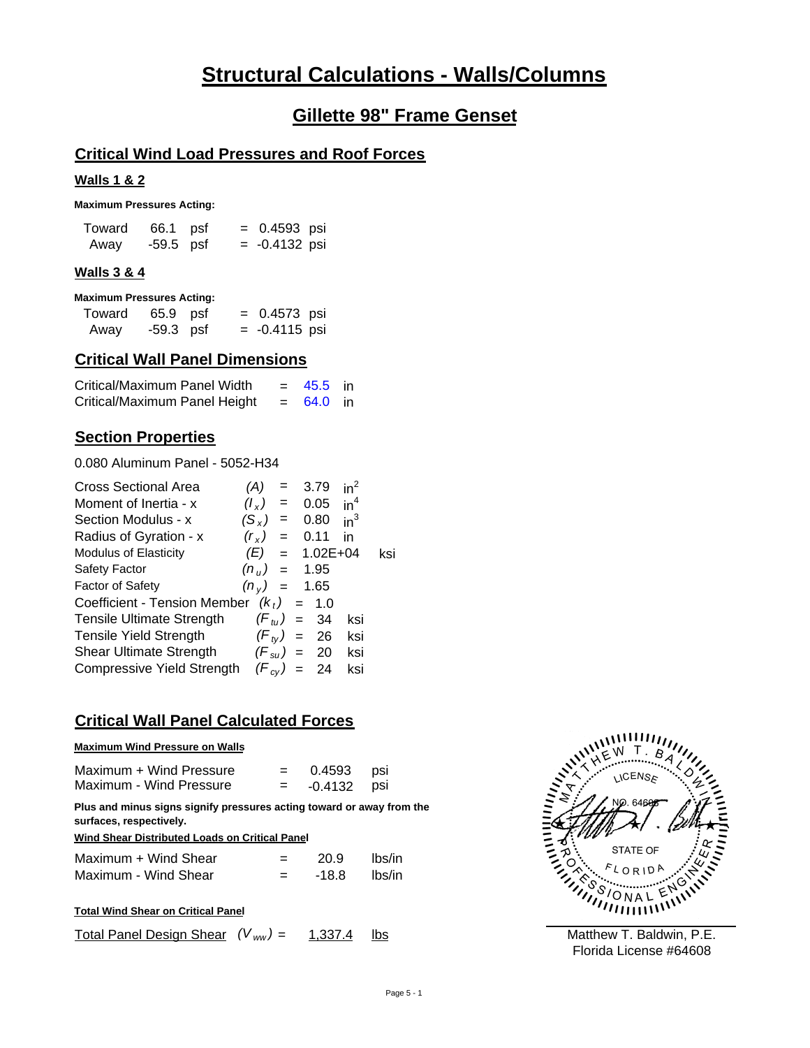# Structural Calculations - Walls/Columns

## Gillette 98" Frame Genset

### Critical Wind Load Pressures and Roof Forces

**Walls 1 & 2**

**Maximum Pressures Acting:**

| | | | | | |
|---|---|---|---|---|---|
| Toward | 66.1 | psf | = | 0.4593 | psi |
| Away | -59.5 | psf | = | -0.4132 | psi |

**Walls 3 & 4**

**Maximum Pressures Acting:**

| | | | | | |
|---|---|---|---|---|---|
| Toward | 65.9 | psf | = | 0.4573 | psi |
| Away | -59.3 | psf | = | -0.4115 | psi |

### Critical Wall Panel Dimensions

| | | | |
|---|---|---|---|
| Critical/Maximum Panel Width | = | 45.5 | in |
| Critical/Maximum Panel Height | = | 64.0 | in |

### Section Properties

0.080 Aluminum Panel - 5052-H34

| | | | | |
|---|---|---|---|---|
| Cross Sectional Area | $(A)$ | = | 3.79 | $in^2$ |
| Moment of Inertia - x | $(I_x)$ | = | 0.05 | $in^4$ |
| Section Modulus - x | $(S_x)$ | = | 0.80 | $in^3$ |
| Radius of Gyration - x | $(r_x)$ | = | 0.11 | in |
| Modulus of Elasticity | $(E)$ | = | 1.02E+04 | ksi |
| Safety Factor | $(n_u)$ | = | 1.95 | |
| Factor of Safety | $(n_y)$ | = | 1.65 | |
| Coefficient - Tension Member | $(k_t)$ | = | 1.0 | |
| Tensile Ultimate Strength | $(F_{tu})$ | = | 34 | ksi |
| Tensile Yield Strength | $(F_{ty})$ | = | 26 | ksi |
| Shear Ultimate Strength | $(F_{su})$ | = | 20 | ksi |
| Compressive Yield Strength | $(F_{cy})$ | = | 24 | ksi |

### Critical Wall Panel Calculated Forces

**Maximum Wind Pressure on Walls**

| | | | |
|---|---|---|---|
| Maximum + Wind Pressure | = | 0.4593 | psi |
| Maximum - Wind Pressure | = | -0.4132 | psi |

**Plus and minus signs signify pressures acting toward or away from the surfaces, respectively.**

**Wind Shear Distributed Loads on Critical Panel**

| | | | |
|---|---|---|---|
| Maximum + Wind Shear | = | 20.9 | lbs/in |
| Maximum - Wind Shear | = | -18.8 | lbs/in |

**Total Wind Shear on Critical Panel**

Total Panel Design Shear $(V_{ww})$ = 1,337.4 lbs

MATTHEW T. BALDWIN LICENSE NO. 64608 STATE OF FLORIDA PROFESSIONAL ENGINEER

Matthew T. Baldwin, P.E.
Florida License #64608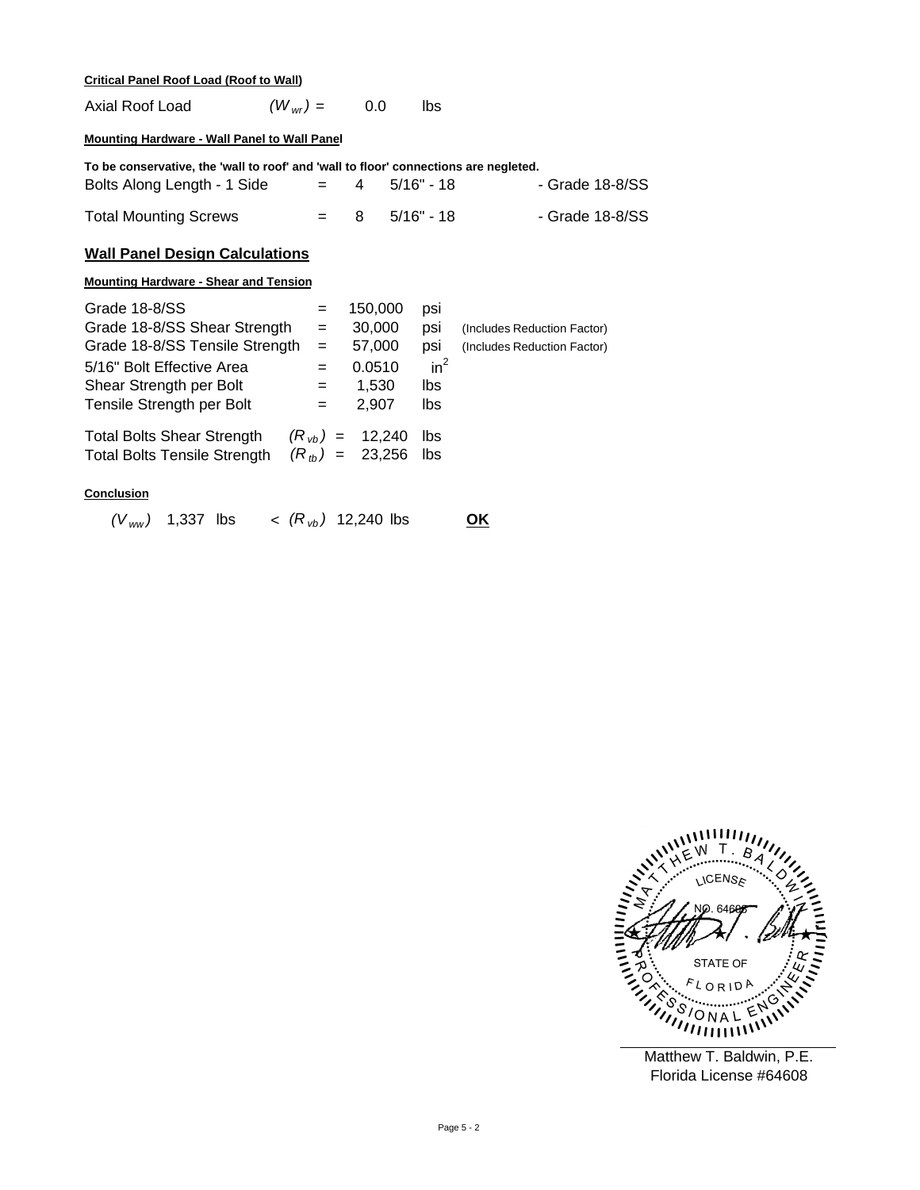**Critical Panel Roof Load (Roof to Wall)**

| | | | |
|---|---|---|---|
| Axial Roof Load | $(W_{wr})$ = | 0.0 | lbs |

**Mounting Hardware - Wall Panel to Wall Panel**

**To be conservative, the 'wall to roof' and 'wall to floor' connections are negleted.**

| | | | | |
|---|---|---|---|---|
| Bolts Along Length - 1 Side | = | 4 | 5/16" - 18 | - Grade 18-8/SS |
| Total Mounting Screws | = | 8 | 5/16" - 18 | - Grade 18-8/SS |

## Wall Panel Design Calculations

**Mounting Hardware - Shear and Tension**

| | | | | |
|---|---|---|---|---|
| Grade 18-8/SS | = | 150,000 | psi | |
| Grade 18-8/SS Shear Strength | = | 30,000 | psi | (Includes Reduction Factor) |
| Grade 18-8/SS Tensile Strength | = | 57,000 | psi | (Includes Reduction Factor) |
| 5/16" Bolt Effective Area | = | 0.0510 | $in^2$ | |
| Shear Strength per Bolt | = | 1,530 | lbs | |
| Tensile Strength per Bolt | = | 2,907 | lbs | |
| Total Bolts Shear Strength | $(R_{vb})$ = | 12,240 | lbs | |
| Total Bolts Tensile Strength | $(R_{tb})$ = | 23,256 | lbs | |

**Conclusion**

$(V_{ww})$ 1,337 lbs < $(R_{vb})$ 12,240 lbs **OK**

Matthew T. Baldwin, P.E.
Florida License #64608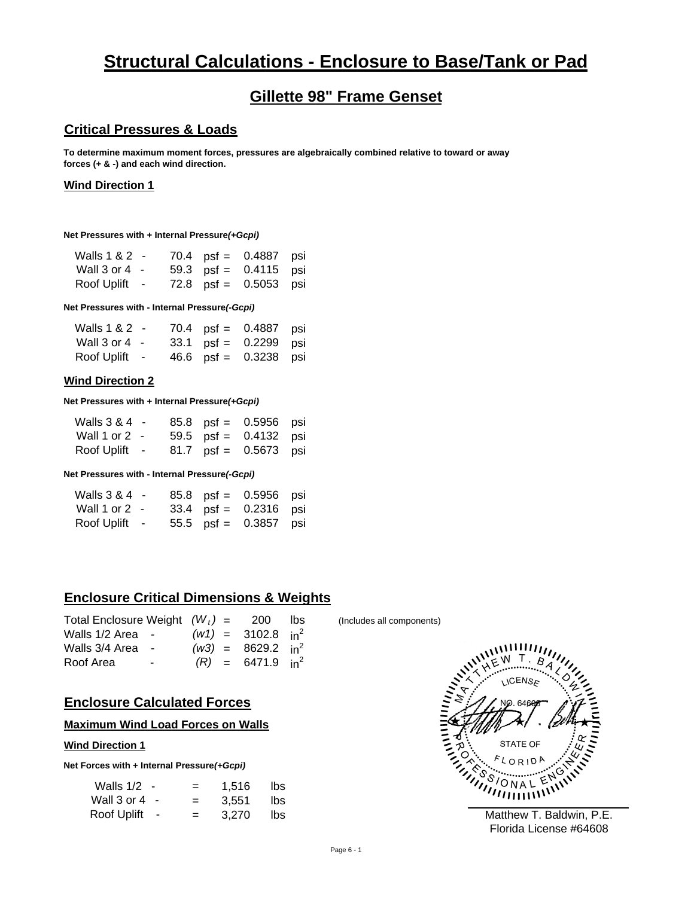# Structural Calculations - Enclosure to Base/Tank or Pad

## Gillette 98" Frame Genset

### Critical Pressures & Loads

**To determine maximum moment forces, pressures are algebraically combined relative to toward or away forces (+ & -) and each wind direction.**

#### Wind Direction 1

**Net Pressures with + Internal Pressure*(+Gcpi)***

| | | | | | |
|---|---|---|---|---|---|
| Walls 1 & 2 - | 70.4 | psf = | 0.4887 | psi |
| Wall 3 or 4 - | 59.3 | psf = | 0.4115 | psi |
| Roof Uplift - | 72.8 | psf = | 0.5053 | psi |

**Net Pressures with - Internal Pressure*(-Gcpi)***

| | | | | |
|---|---|---|---|---|
| Walls 1 & 2 - | 70.4 | psf = | 0.4887 | psi |
| Wall 3 or 4 - | 33.1 | psf = | 0.2299 | psi |
| Roof Uplift - | 46.6 | psf = | 0.3238 | psi |

#### Wind Direction 2

**Net Pressures with + Internal Pressure*(+Gcpi)***

| | | | | |
|---|---|---|---|---|
| Walls 3 & 4 - | 85.8 | psf = | 0.5956 | psi |
| Wall 1 or 2 - | 59.5 | psf = | 0.4132 | psi |
| Roof Uplift - | 81.7 | psf = | 0.5673 | psi |

**Net Pressures with - Internal Pressure*(-Gcpi)***

| | | | | |
|---|---|---|---|---|
| Walls 3 & 4 - | 85.8 | psf = | 0.5956 | psi |
| Wall 1 or 2 - | 33.4 | psf = | 0.2316 | psi |
| Roof Uplift - | 55.5 | psf = | 0.3857 | psi |

### Enclosure Critical Dimensions & Weights

| | | | | |
|---|---|---|---|---|
| Total Enclosure Weight | $(W_t)$ = | 200 | lbs | (Includes all components) |
| Walls 1/2 Area - | $(w1)$ = | 3102.8 | $in^2$ | |
| Walls 3/4 Area - | $(w3)$ = | 8629.2 | $in^2$ | |
| Roof Area - | $(R)$ = | 6471.9 | $in^2$ | |

### Enclosure Calculated Forces

#### Maximum Wind Load Forces on Walls

#### Wind Direction 1

**Net Forces with + Internal Pressure*(+Gcpi)***

| | | | |
|---|---|---|---|
| Walls 1/2 - | = | 1,516 | lbs |
| Wall 3 or 4 - | = | 3,551 | lbs |
| Roof Uplift - | = | 3,270 | lbs |

MATTHEW T. BALDWIN LICENSE NO. 64608 STATE OF FLORIDA PROFESSIONAL ENGINEER

Matthew T. Baldwin, P.E.
Florida License #64608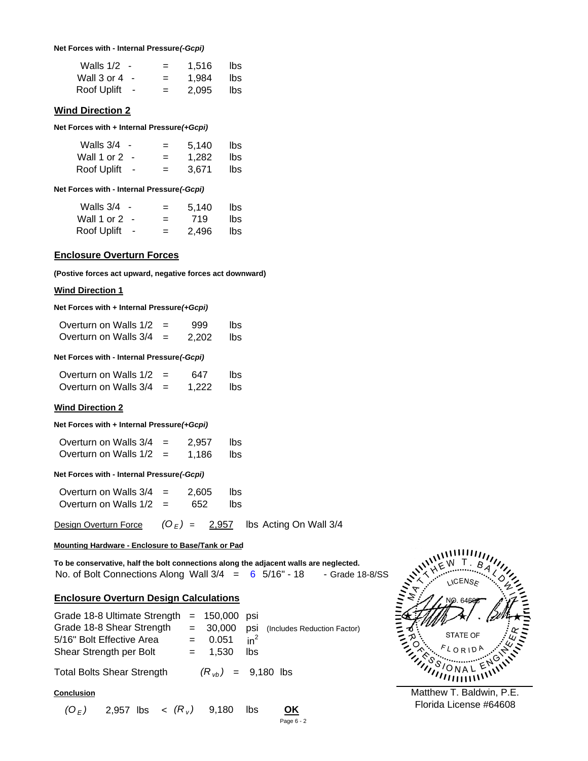**Net Forces with - Internal Pressure*(-Gcpi)***

| | | | |
|---|---|---|---|
| Walls 1/2 - | = | 1,516 | lbs |
| Wall 3 or 4 - | = | 1,984 | lbs |
| Roof Uplift - | = | 2,095 | lbs |

## Wind Direction 2

**Net Forces with + Internal Pressure*(+Gcpi)***

| | | | |
|---|---|---|---|
| Walls 3/4 - | = | 5,140 | lbs |
| Wall 1 or 2 - | = | 1,282 | lbs |
| Roof Uplift - | = | 3,671 | lbs |

**Net Forces with - Internal Pressure*(-Gcpi)***

| | | | |
|---|---|---|---|
| Walls 3/4 - | = | 5,140 | lbs |
| Wall 1 or 2 - | = | 719 | lbs |
| Roof Uplift - | = | 2,496 | lbs |

## Enclosure Overturn Forces

**(Postive forces act upward, negative forces act downward)**

### Wind Direction 1

**Net Forces with + Internal Pressure*(+Gcpi)***

| | | | |
|---|---|---|---|
| Overturn on Walls 1/2 | = | 999 | lbs |
| Overturn on Walls 3/4 | = | 2,202 | lbs |

**Net Forces with - Internal Pressure*(-Gcpi)***

| | | | |
|---|---|---|---|
| Overturn on Walls 1/2 | = | 647 | lbs |
| Overturn on Walls 3/4 | = | 1,222 | lbs |

### Wind Direction 2

**Net Forces with + Internal Pressure*(+Gcpi)***

| | | | |
|---|---|---|---|
| Overturn on Walls 3/4 | = | 2,957 | lbs |
| Overturn on Walls 1/2 | = | 1,186 | lbs |

**Net Forces with - Internal Pressure*(-Gcpi)***

| | | | |
|---|---|---|---|
| Overturn on Walls 3/4 | = | 2,605 | lbs |
| Overturn on Walls 1/2 | = | 652 | lbs |

Design Overturn Force $(O_E)$ = 2,957 lbs Acting On Wall 3/4

**Mounting Hardware - Enclosure to Base/Tank or Pad**

**To be conservative, half the bolt connections along the adjacent walls are neglected.**
No. of Bolt Connections Along Wall 3/4 = 6 5/16" - 18 - Grade 18-8/SS

## Enclosure Overturn Design Calculations

| | | | | |
|---|---|---|---|---|
| Grade 18-8 Ultimate Strength | = | 150,000 | psi | |
| Grade 18-8 Shear Strength | = | 30,000 | psi | (Includes Reduction Factor) |
| 5/16" Bolt Effective Area | = | 0.051 | $in^2$ | |
| Shear Strength per Bolt | = | 1,530 | lbs | |

Total Bolts Shear Strength $(R_{vb})$ = 9,180 lbs

**Conclusion**

$(O_E)$ 2,957 lbs < $(R_v)$ 9,180 lbs **OK**

MATTHEW T. BALDWIN LICENSE NO. 64608 STATE OF FLORIDA PROFESSIONAL ENGINEER

Matthew T. Baldwin, P.E.
Florida License #64608